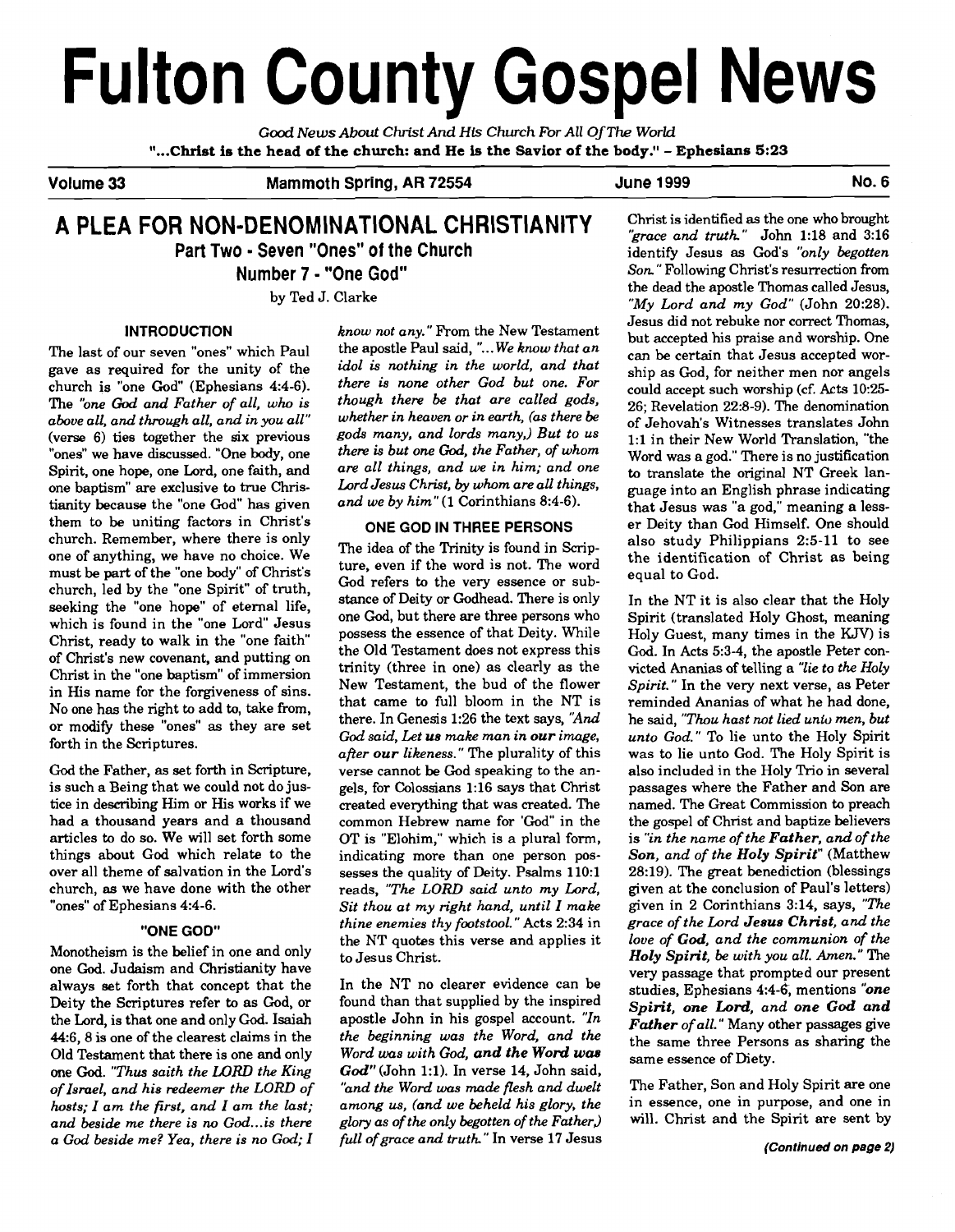# Fulton County Gospel News

*Good News About Christ And His Church For All Of The World*

**"...Christ is the head of the church: and He is the Savior of the body." - Ephesians 5:23**

**Volume 33 | Mammoth Spring, AR 72554 | June 1999 | No. 6**

## A PLEA FOR NON-DENOMINATIONAL CHRISTIANITY

### Part Two - Seven "Ones" of the Church

### Number 7 - "One God"

by Ted J. Clarke

#### INTRODUCTION

The last of our seven "ones" which Paul gave as required for the unity of the church is "one God" (Ephesians 4:4-6). The *"one God and Father of all, who is above all, and through all, and in you all"* (verse 6) ties together the six previous "ones" we have discussed. "One body, one Spirit, one hope, one Lord, one faith, and one baptism" are exclusive to true Christianity because the "one God" has given them to be uniting factors in Christ's church. Remember, where there is only one of anything, we have no choice. We must be part of the "one body" of Christ's church, led by the "one Spirit" of truth, seeking the "one hope" of eternal life, which is found in the "one Lord" Jesus Christ, ready to walk in the "one faith" of Christ's new covenant, and putting on Christ in the "one baptism" of immersion in His name for the forgiveness of sins. No one has the right to add to, take from, or modify these "ones" as they are set forth in the Scriptures.

God the Father, as set forth in Scripture, is such a Being that we could not do justice in describing Him or His works if we had a thousand years and a thousand articles to do so. We will set forth some things about God which relate to the over all theme of salvation in the Lord's church, as we have done with the other "ones" of Ephesians 4:4-6.

#### "ONE GOD"

Monotheism is the belief in one and only one God. Judaism and Christianity have always set forth that concept that the Deity the Scriptures refer to as God, or the Lord, is that one and only God. Isaiah 44:6, 8 is one of the clearest claims in the Old Testament that there is one and only one God. *"Thus saith the LORD the King of Israel, and his redeemer the LORD of hosts; I am the first, and I am the last; and beside me there is no God...is there a God beside me? Yea, there is no God; I know not any."* From the New Testament the apostle Paul said, *"...We know that an idol is nothing in the world, and that there is none other God but one. For though there be that are called gods, whether in heaven or in earth, (as there be gods many, and lords many,) But to us there is but one God, the Father, of whom are all things, and we in him; and one Lord Jesus Christ, by whom are all things, and we by him"* (1 Corinthians 8:4-6).

#### ONE GOD IN THREE PERSONS

The idea of the Trinity is found in Scripture, even if the word is not. The word God refers to the very essence or substance of Deity or Godhead. There is only one God, but there are three persons who possess the essence of that Deity. While the Old Testament does not express this trinity (three in one) as clearly as the New Testament, the bud of the flower that came to full bloom in the NT is there. In Genesis 1:26 the text says, *"And God said, Let **us** make man in **our** image, after **our** likeness."* The plurality of this verse cannot be God speaking to the angels, for Colossians 1:16 says that Christ created everything that was created. The common Hebrew name for 'God" in the OT is "Elohim," which is a plural form, indicating more than one person possesses the quality of Deity. Psalms 110:1 reads, *"The LORD said unto my Lord, Sit thou at my right hand, until I make thine enemies thy footstool."* Acts 2:34 in the NT quotes this verse and applies it to Jesus Christ.

In the NT no clearer evidence can be found than that supplied by the inspired apostle John in his gospel account. *"In the beginning was the Word, and the Word was with God, **and the Word was God**"* (John 1:1). In verse 14, John said, *"and the Word was made flesh and dwelt among us, (and we beheld his glory, the glory as of the only begotten of the Father,) full of grace and truth."* In verse 17 Jesus Christ is identified as the one who brought *"grace and truth."* John 1:18 and 3:16 identify Jesus as God's *"only begotten Son."* Following Christ's resurrection from the dead the apostle Thomas called Jesus, *"My Lord and my God"* (John 20:28). Jesus did not rebuke nor correct Thomas, but accepted his praise and worship. One can be certain that Jesus accepted worship as God, for neither men nor angels could accept such worship (cf. Acts 10:25-26; Revelation 22:8-9). The denomination of Jehovah's Witnesses translates John 1:1 in their New World Translation, "the Word was a god." There is no justification to translate the original NT Greek language into an English phrase indicating that Jesus was "a god," meaning a lesser Deity than God Himself. One should also study Philippians 2:5-11 to see the identification of Christ as being equal to God.

In the NT it is also clear that the Holy Spirit (translated Holy Ghost, meaning Holy Guest, many times in the KJV) is God. In Acts 5:3-4, the apostle Peter convicted Ananias of telling a *"lie to the Holy Spirit."* In the very next verse, as Peter reminded Ananias of what he had done, he said, *"Thou hast not lied unto men, but unto God."* To lie unto the Holy Spirit was to lie unto God. The Holy Spirit is also included in the Holy Trio in several passages where the Father and Son are named. The Great Commission to preach the gospel of Christ and baptize believers is *"in the name of the **Father**, and of the **Son**, and of the **Holy Spirit**"* (Matthew 28:19). The great benediction (blessings given at the conclusion of Paul's letters) given in 2 Corinthians 3:14, says, *"The grace of the Lord **Jesus Christ**, and the love of **God**, and the communion of the **Holy Spirit**, be with you all. Amen."* The very passage that prompted our present studies, Ephesians 4:4-6, mentions *"**one Spirit, one Lord**, and **one God and Father** of all."* Many other passages give the same three Persons as sharing the same essence of Diety.

The Father, Son and Holy Spirit are one in essence, one in purpose, and one in will. Christ and the Spirit are sent by

**(Continued on page 2)**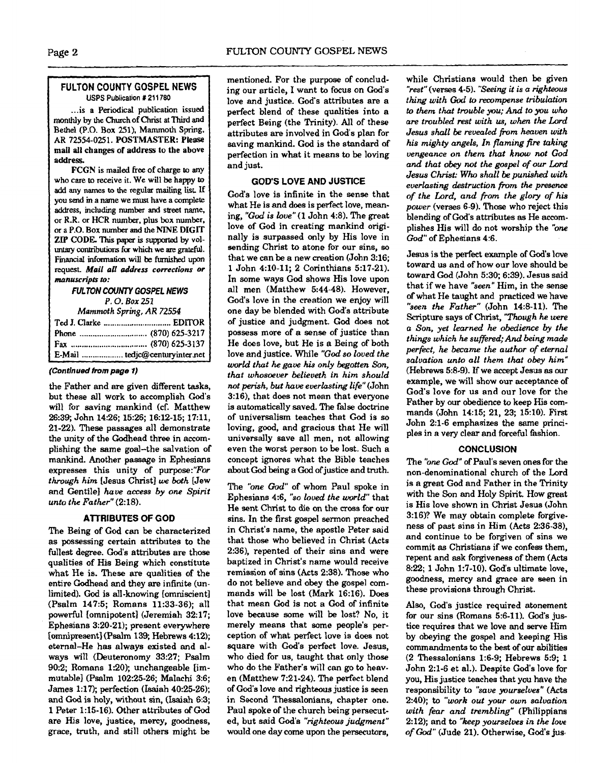## FULTON COUNTY GOSPEL NEWS

USPS Publication # 211780

...is a Periodical publication issued monthly by the Church of Christ at Third and Bethel (P.O. Box 251), Mammoth Spring, AR 72554-0251. **POSTMASTER: Please mail all changes of address to the above address.**

FCGN is mailed free of charge to any who care to receive it. We will be happy to add any names to the regular mailing list. If you send in a name we must have a complete address, including number and street name, or R.R. or HCR number, plus box number, or a P.O. Box number and the NINE DIGIT ZIP CODE. This paper is supported by voluntary contributions for which we are grateful. Financial information will be furnished upon request. ***Mail all address corrections or manuscripts to:***

***FULTON COUNTY GOSPEL NEWS***
*P. O. Box 251*
*Mammoth Spring, AR 72554*

Ted J. Clarke .............................. EDITOR
Phone .............................. (870) 625-3217
Fax .............................. (870) 625-3137
E-Mail .................. tedjc@centuryinter.net

***(Continued from page 1)***

the Father and are given different tasks, but these all work to accomplish God's will for saving mankind (cf. Matthew 26:39; John 14:26; 15:26; 16:12-15; 17:11, 21-22). These passages all demonstrate the unity of the Godhead three in accomplishing the same goal–the salvation of mankind. Another passage in Ephesians expresses this unity of purpose:*"For through him* [Jesus Christ] *we both* [Jew and Gentile] *have access by one Spirit unto the Father"* (2:18).

### ATTRIBUTES OF GOD

The Being of God can be characterized as possessing certain attributes to the fullest degree. God's attributes are those qualities of His Being which constitute what He is. These are qualities of the entire Godhead and they are infinite (unlimited). God is all-knowing [omniscient] (Psalm 147:5; Romans 11:33-36); all powerful [omnipotent] (Jeremiah 32:17; Ephesians 3:20-21); present everywhere [omnipresent] (Psalm 139; Hebrews 4:12); eternal–He has always existed and always will (Deuteronomy 33:27; Psalm 90:2; Romans 1:20); unchangeable [immutable] (Psalm 102:25-26; Malachi 3:6; James 1:17); perfection (Isaiah 40:25-26); and God is holy, without sin, (Isaiah 6:3; 1 Peter 1:15-16). Other attributes of God are His love, justice, mercy, goodness, grace, truth, and still others might be mentioned. For the purpose of concluding our article, I want to focus on God's love and justice. God's attributes are a perfect blend of these qualities into a perfect Being (the Trinity). All of these attributes are involved in God's plan for saving mankind. God is the standard of perfection in what it means to be loving and just.

### GOD'S LOVE AND JUSTICE

God's love is infinite in the sense that what He is and does is perfect love, meaning, *"God is love"* (1 John 4:8). The great love of God in creating mankind originally is surpassed only by His love in sending Christ to atone for our sins, so that we can be a new creation (John 3:16; 1 John 4:10-11; 2 Corinthians 5:17-21). In some ways God shows His love upon all men (Matthew 5:44-48). However, God's love in the creation we enjoy will one day be blended with God's attribute of justice and judgment. God does not possess more of a sense of justice than He does love, but He is a Being of both love and justice. While *"God so loved the world that he gave his only begotten Son, that whosoever believeth in him should not perish, but have everlasting life"* (John 3:16), that does not mean that everyone is automatically saved. The false doctrine of universalism teaches that God is so loving, good, and gracious that He will universally save all men, not allowing even the worst person to be lost. Such a concept ignores what the Bible teaches about God being a God of justice and truth.

The *"one God"* of whom Paul spoke in Ephesians 4:6, *"so loved the world"* that He sent Christ to die on the cross for our sins. In the first gospel sermon preached in Christ's name, the apostle Peter said that those who believed in Christ (Acts 2:36), repented of their sins and were baptized in Christ's name would receive remission of sins (Acts 2:38). Those who do not believe and obey the gospel commands will be lost (Mark 16:16). Does that mean God is not a God of infinite love because some will be lost? No, it merely means that some people's perception of what perfect love is does not square with God's perfect love. Jesus, who died for us, taught that only those who do the Father's will can go to heaven (Matthew 7:21-24). The perfect blend of God's love and righteous justice is seen in Second Thessalonians, chapter one. Paul spoke of the church being persecuted, but said God's *"righteous judgment"* would one day come upon the persecutors, while Christians would then be given *"rest"* (verses 4-5). *"Seeing it is a righteous thing with God to recompense tribulation to them that trouble you; And to you who are troubled rest with us, when the Lord Jesus shall be revealed from heaven with his mighty angels, In flaming fire taking vengeance on them that know not God and that obey not the gospel of our Lord Jesus Christ: Who shall be punished with everlasting destruction from the presence of the Lord, and from the glory of his power* (verses 6-9). Those who reject this blending of God's attributes as He accomplishes His will do not worship the *"one God"* of Ephesians 4:6.

Jesus is the perfect example of God's love toward us and of how our love should be toward God (John 5:30; 6:39). Jesus said that if we have *"seen"* Him, in the sense of what He taught and practiced we have *"seen the Father"* (John 14:8-11). The Scripture says of Christ, *"Though he were a Son, yet learned he obedience by the things which he suffered; And being made perfect, he became the author of eternal salvation unto all them that obey him"* (Hebrews 5:8-9). If we accept Jesus as our example, we will show our acceptance of God's love for us and our love for the Father by our obedience to keep His commands (John 14:15; 21, 23; 15:10). First John 2:1-6 emphasizes the same principles in a very clear and forceful fashion.

### CONCLUSION

The *"one God"* of Paul's seven ones for the non-denominational church of the Lord is a great God and Father in the Trinity with the Son and Holy Spirit. How great is His love shown in Christ Jesus (John 3:16)? We may obtain complete forgiveness of past sins in Him (Acts 2:36-38), and continue to be forgiven of sins we commit as Christians if we confess them, repent and ask forgiveness of them (Acts 8:22; 1 John 1:7-10). God's ultimate love, goodness, mercy and grace are seen in these provisions through Christ.

Also, God's justice required atonement for our sins (Romans 5:6-11). God's justice requires that we love and serve Him by obeying the gospel and keeping His commandments to the best of our abilities (2 Thessalonians 1:6-9; Hebrews 5:9; 1 John 2:1-6 et al.). Despite God's love for you, His justice teaches that you have the responsibility to *"save yourselves"* (Acts 2:40); to *"work out your own salvation with fear and trembling"* (Philippians 2:12); and to *"keep yourselves in the love of God"* (Jude 21). Otherwise, God's jus-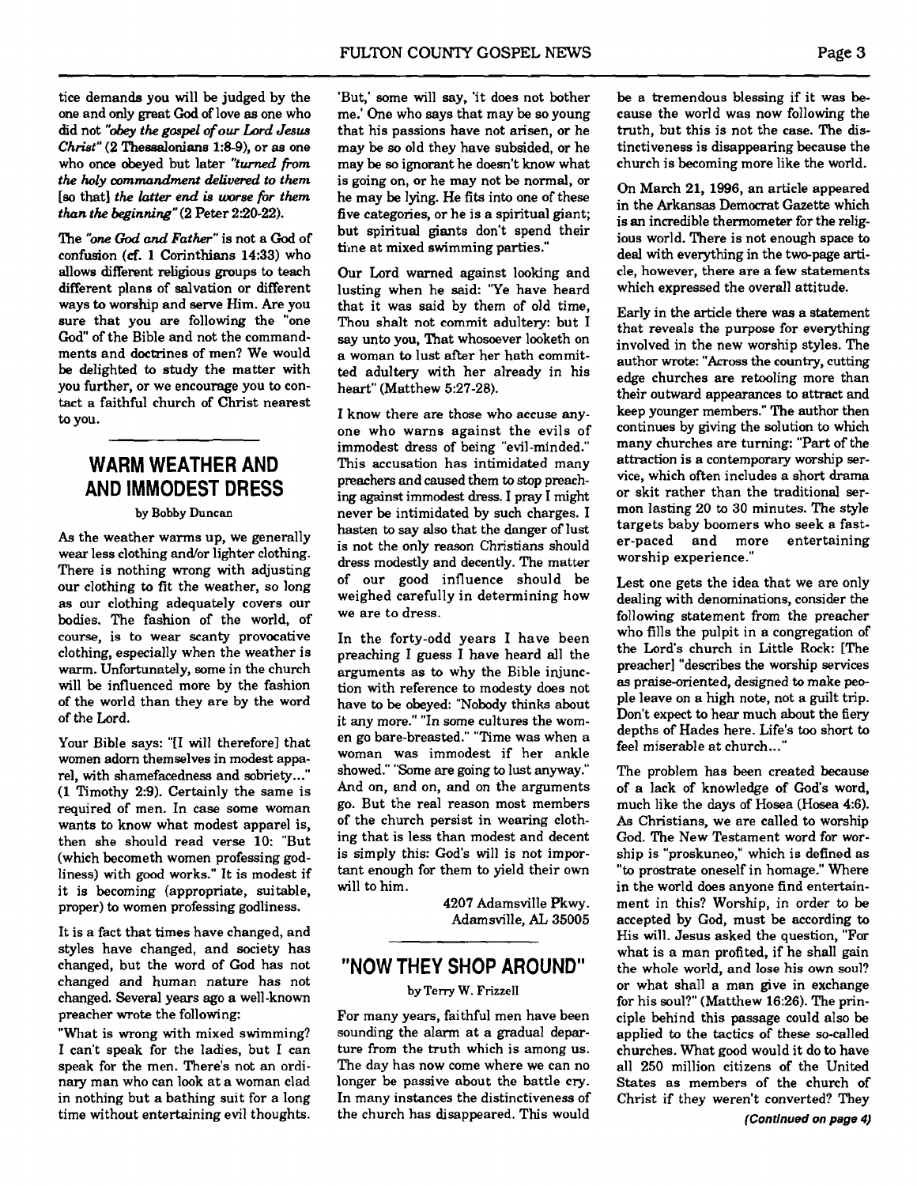tice demands you will be judged by the one and only great God of love as one who did not *"obey the gospel of our Lord Jesus Christ"* (2 Thessalonians 1:8-9), or as one who once obeyed but later *"turned from the holy commandment delivered to them* [so that] *the latter end is worse for them than the beginning"* (2 Peter 2:20-22).

The *"one God and Father"* is not a God of confusion (cf. 1 Corinthians 14:33) who allows different religious groups to teach different plans of salvation or different ways to worship and serve Him. Are you sure that you are following the "one God" of the Bible and not the commandments and doctrines of men? We would be delighted to study the matter with you further, or we encourage you to contact a faithful church of Christ nearest to you.

## WARM WEATHER AND AND IMMODEST DRESS

by Bobby Duncan

As the weather warms up, we generally wear less clothing and/or lighter clothing. There is nothing wrong with adjusting our clothing to fit the weather, so long as our clothing adequately covers our bodies. The fashion of the world, of course, is to wear scanty provocative clothing, especially when the weather is warm. Unfortunately, some in the church will be influenced more by the fashion of the world than they are by the word of the Lord.

Your Bible says: "[I will therefore] that women adorn themselves in modest apparel, with shamefacedness and sobriety..." (1 Timothy 2:9). Certainly the same is required of men. In case some woman wants to know what modest apparel is, then she should read verse 10: "But (which becometh women professing godliness) with good works." It is modest if it is becoming (appropriate, suitable, proper) to women professing godliness.

It is a fact that times have changed, and styles have changed, and society has changed, but the word of God has not changed and human nature has not changed. Several years ago a well-known preacher wrote the following:

"What is wrong with mixed swimming? I can't speak for the ladies, but I can speak for the men. There's not an ordinary man who can look at a woman clad in nothing but a bathing suit for a long time without entertaining evil thoughts. 'But,' some will say, 'it does not bother me.' One who says that may be so young that his passions have not arisen, or he may be so old they have subsided, or he may be so ignorant he doesn't know what is going on, or he may not be normal, or he may be lying. He fits into one of these five categories, or he is a spiritual giant; but spiritual giants don't spend their time at mixed swimming parties."

Our Lord warned against looking and lusting when he said: "Ye have heard that it was said by them of old time, Thou shalt not commit adultery: but I say unto you, That whosoever looketh on a woman to lust after her hath committed adultery with her already in his heart" (Matthew 5:27-28).

I know there are those who accuse anyone who warns against the evils of immodest dress of being "evil-minded." This accusation has intimidated many preachers and caused them to stop preaching against immodest dress. I pray I might never be intimidated by such charges. I hasten to say also that the danger of lust is not the only reason Christians should dress modestly and decently. The matter of our good influence should be weighed carefully in determining how we are to dress.

In the forty-odd years I have been preaching I guess I have heard all the arguments as to why the Bible injunction with reference to modesty does not have to be obeyed: "Nobody thinks about it any more." "In some cultures the women go bare-breasted." "Time was when a woman was immodest if her ankle showed." "Some are going to lust anyway." And on, and on, and on the arguments go. But the real reason most members of the church persist in wearing clothing that is less than modest and decent is simply this: God's will is not important enough for them to yield their own will to him.

4207 Adamsville Pkwy.
Adamsville, AL 35005

## "NOW THEY SHOP AROUND"

by Terry W. Frizzell

For many years, faithful men have been sounding the alarm at a gradual departure from the truth which is among us. The day has now come where we can no longer be passive about the battle cry. In many instances the distinctiveness of the church has disappeared. This would be a tremendous blessing if it was because the world was now following the truth, but this is not the case. The distinctiveness is disappearing because the church is becoming more like the world.

On March 21, 1996, an article appeared in the Arkansas Democrat Gazette which is an incredible thermometer for the religious world. There is not enough space to deal with everything in the two-page article, however, there are a few statements which expressed the overall attitude.

Early in the article there was a statement that reveals the purpose for everything involved in the new worship styles. The author wrote: "Across the country, cutting edge churches are retooling more than their outward appearances to attract and keep younger members." The author then continues by giving the solution to which many churches are turning: "Part of the attraction is a contemporary worship service, which often includes a short drama or skit rather than the traditional sermon lasting 20 to 30 minutes. The style targets baby boomers who seek a faster-paced and more entertaining worship experience."

Lest one gets the idea that we are only dealing with denominations, consider the following statement from the preacher who fills the pulpit in a congregation of the Lord's church in Little Rock: [The preacher] "describes the worship services as praise-oriented, designed to make people leave on a high note, not a guilt trip. Don't expect to hear much about the fiery depths of Hades here. Life's too short to feel miserable at church..."

The problem has been created because of a lack of knowledge of God's word, much like the days of Hosea (Hosea 4:6). As Christians, we are called to worship God. The New Testament word for worship is "proskuneo," which is defined as "to prostrate oneself in homage." Where in the world does anyone find entertainment in this? Worship, in order to be accepted by God, must be according to His will. Jesus asked the question, "For what is a man profited, if he shall gain the whole world, and lose his own soul? or what shall a man give in exchange for his soul?" (Matthew 16:26). The principle behind this passage could also be applied to the tactics of these so-called churches. What good would it do to have all 250 million citizens of the United States as members of the church of Christ if they weren't converted? They

***(Continued on page 4)***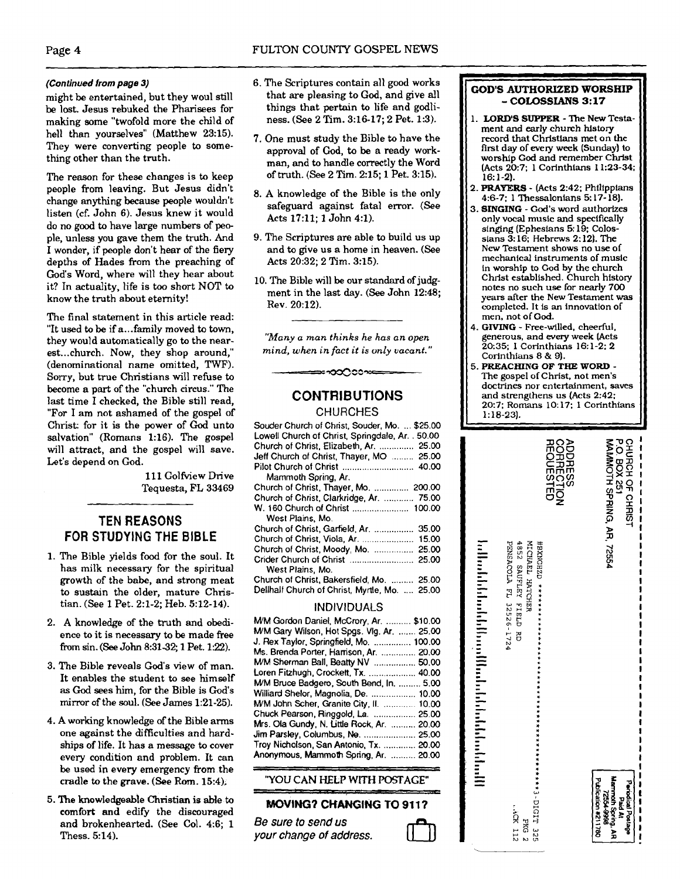*(Continued from page 3)*

might be entertained, but they woul still be lost. Jesus rebuked the Pharisees for making some "twofold more the child of hell than yourselves" (Matthew 23:15). They were converting people to something other than the truth.

The reason for these changes is to keep people from leaving. But Jesus didn't change anything because people wouldn't listen (cf. John 6). Jesus knew it would do no good to have large numbers of people, unless you gave them the truth. And I wonder, if people don't hear of the fiery depths of Hades from the preaching of God's Word, where will they hear about it? In actuality, life is too short NOT to know the truth about eternity!

The final statement in this article read: "It used to be if a...family moved to town, they would automatically go to the nearest...church. Now, they shop around," (denominational name omitted, TWF). Sorry, but true Christians will refuse to become a part of the "church circus." The last time I checked, the Bible still read, "For I am not ashamed of the gospel of Christ: for it is the power of God unto salvation" (Romans 1:16). The gospel will attract, and the gospel will save. Let's depend on God.

111 Golfview Drive
Tequesta, FL 33469

## TEN REASONS FOR STUDYING THE BIBLE

1. The Bible yields food for the soul. It has milk necessary for the spiritual growth of the babe, and strong meat to sustain the older, mature Christian. (See 1 Pet. 2:1-2; Heb. 5:12-14).
2. A knowledge of the truth and obedience to it is necessary to be made free from sin. (See John 8:31-32; 1 Pet. 1:22).
3. The Bible reveals God's view of man. It enables the student to see himself as God sees him, for the Bible is God's mirror of the soul. (See James 1:21-25).
4. A working knowledge of the Bible arms one against the difficulties and hardships of life. It has a message to cover every condition and problem. It can be used in every emergency from the cradle to the grave. (See Rom. 15:4).
5. The knowledgeable Christian is able to comfort and edify the discouraged and brokenhearted. (See Col. 4:6; 1 Thess. 5:14).
6. The Scriptures contain all good works that are pleasing to God, and give all things that pertain to life and godliness. (See 2 Tim. 3:16-17; 2 Pet. 1:3).
7. One must study the Bible to have the approval of God, to be a ready workman, and to handle correctly the Word of truth. (See 2 Tim. 2:15; 1 Pet. 3:15).
8. A knowledge of the Bible is the only safeguard against fatal error. (See Acts 17:11; 1 John 4:1).
9. The Scriptures are able to build us up and to give us a home in heaven. (See Acts 20:32; 2 Tim. 3:15).
10. The Bible will be our standard of judgment in the last day. (See John 12:48; Rev. 20:12).

*"Many a man thinks he has an open mind, when in fact it is only vacant."*

## CONTRIBUTIONS

### CHURCHES

| | |
|---|---|
| Souder Church of Christ, Souder, Mo. | $25.00 |
| Lowell Church of Christ, Springdale, Ar. | 50.00 |
| Church of Christ, Elizabeth, Ar. | 25.00 |
| Jeff Church of Christ, Thayer, MO | 25.00 |
| Pilot Church of Christ Mammoth Spring, Ar. | 40.00 |
| Church of Christ, Thayer, Mo. | 200.00 |
| Church of Christ, Clarkridge, Ar. | 75.00 |
| W. 160 Church of Christ West Plains, Mo. | 100.00 |
| Church of Christ, Garfield, Ar. | 35.00 |
| Church of Christ, Viola, Ar. | 15.00 |
| Church of Christ, Moody, Mo. | 25.00 |
| Crider Church of Christ West Plains, Mo. | 25.00 |
| Church of Christ, Bakersfield, Mo. | 25.00 |
| Dellhalf Church of Christ, Myrtle, Mo. | 25.00 |

### INDIVIDUALS

| | |
|---|---|
| M/M Gordon Daniel, McCrory, Ar. | $10.00 |
| M/M Gary Wilson, Hot Spgs. Vlg. Ar. | 25.00 |
| J. Rex Taylor, Springfield, Mo. | 100.00 |
| Ms. Brenda Porter, Harrison, Ar. | 20.00 |
| M/M Sherman Ball, Beatty NV | 50.00 |
| Loren Fitzhugh, Crockett, Tx. | 40.00 |
| M/M Bruce Badgero, South Bend, In. | 5.00 |
| Williard Shelor, Magnolia, De. | 10.00 |
| M/M John Scher, Granite City, Il. | 10.00 |
| Chuck Pearson, Ringgold, La. | 25.00 |
| Mrs. Ola Gundy, N. Little Rock, Ar. | 20.00 |
| Jim Parsley, Columbus, Ne. | 25.00 |
| Troy Nicholson, San Antonio, Tx. | 20.00 |
| Anonymous, Mammoth Spring, Ar. | 20.00 |

"YOU CAN HELP WITH POSTAGE"

### MOVING? CHANGING TO 911?

*Be sure to send us your change of address.*

## GOD'S AUTHORIZED WORSHIP - COLOSSIANS 3:17

1. **LORD'S SUPPER** - The New Testament and early church history record that Christians met on the first day of every week (Sunday) to worship God and remember Christ (Acts 20:7; 1 Corinthians 11:23-34; 16:1-2).
2. **PRAYERS** - (Acts 2:42; Philippians 4:6-7; 1 Thessalonians 5:17-18).
3. **SINGING** - God's word authorizes only vocal music and specifically singing (Ephesians 5:19; Colossians 3:16; Hebrews 2:12). The New Testament shows no use of mechanical instruments of music in worship to God by the church Christ established. Church history notes no such use for nearly 700 years after the New Testament was completed. It is an innovation of men, not of God.
4. **GIVING** - Free-willed, cheerful, generous, and every week (Acts 20:35; 1 Corinthians 16:1-2; 2 Corinthians 8 & 9).
5. **PREACHING OF THE WORD** - The gospel of Christ, not men's doctrines nor entertainment, saves and strengthens us (Acts 2:42; 20:7; Romans 10:17; 1 Corinthians 1:18-23).

CHURCH OF CHRIST
P.O. BOX 251
MAMMOTH SPRING, AR. 72554

ADDRESS
CORRECTION
REQUESTED

Periodical Postage
Paid At
Mammoth Spring, AR
72554-9998
Publication #211780

#BXNGHZD ****************************3-DIGIT 325
MICHAEL HATCHER
4852 SAUFLEY FIELD RD
PENSACOLA FL 32526-1724
PKG 2
..ACK 112